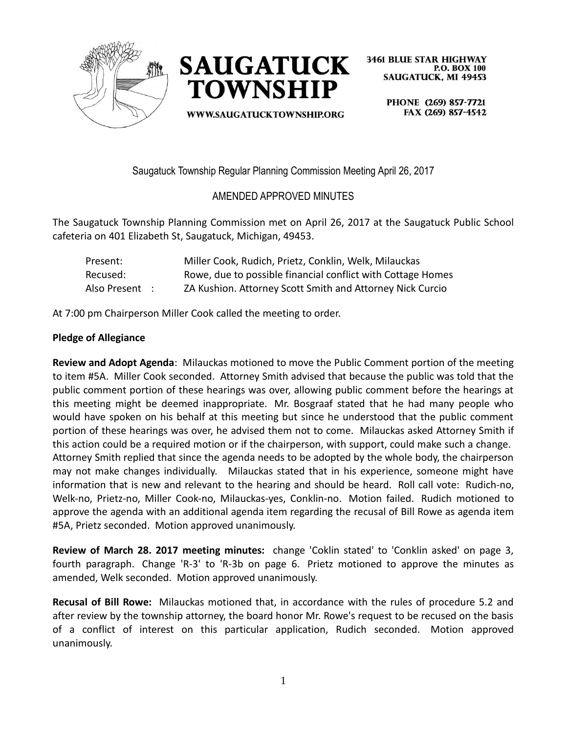# SAUGATUCK TOWNSHIP

3461 BLUE STAR HIGHWAY
P.O. BOX 100
SAUGATUCK, MI 49453

PHONE (269) 857-7721
FAX (269) 857-4542

WWW.SAUGATUCKTOWNSHIP.ORG

Saugatuck Township Regular Planning Commission Meeting April 26, 2017

AMENDED APPROVED MINUTES

The Saugatuck Township Planning Commission met on April 26, 2017 at the Saugatuck Public School cafeteria on 401 Elizabeth St, Saugatuck, Michigan, 49453.

| | |
|---|---|
| Present: | Miller Cook, Rudich, Prietz, Conklin, Welk, Milauckas |
| Recused: | Rowe, due to possible financial conflict with Cottage Homes |
| Also Present : | ZA Kushion. Attorney Scott Smith and Attorney Nick Curcio |

At 7:00 pm Chairperson Miller Cook called the meeting to order.

**Pledge of Allegiance**

**Review and Adopt Agenda**: Milauckas motioned to move the Public Comment portion of the meeting to item #5A. Miller Cook seconded. Attorney Smith advised that because the public was told that the public comment portion of these hearings was over, allowing public comment before the hearings at this meeting might be deemed inappropriate. Mr. Bosgraaf stated that he had many people who would have spoken on his behalf at this meeting but since he understood that the public comment portion of these hearings was over, he advised them not to come. Milauckas asked Attorney Smith if this action could be a required motion or if the chairperson, with support, could make such a change. Attorney Smith replied that since the agenda needs to be adopted by the whole body, the chairperson may not make changes individually. Milauckas stated that in his experience, someone might have information that is new and relevant to the hearing and should be heard. Roll call vote: Rudich-no, Welk-no, Prietz-no, Miller Cook-no, Milauckas-yes, Conklin-no. Motion failed. Rudich motioned to approve the agenda with an additional agenda item regarding the recusal of Bill Rowe as agenda item #5A, Prietz seconded. Motion approved unanimously.

**Review of March 28. 2017 meeting minutes:** change 'Coklin stated' to 'Conklin asked' on page 3, fourth paragraph. Change 'R-3' to 'R-3b on page 6. Prietz motioned to approve the minutes as amended, Welk seconded. Motion approved unanimously.

**Recusal of Bill Rowe:** Milauckas motioned that, in accordance with the rules of procedure 5.2 and after review by the township attorney, the board honor Mr. Rowe's request to be recused on the basis of a conflict of interest on this particular application, Rudich seconded. Motion approved unanimously.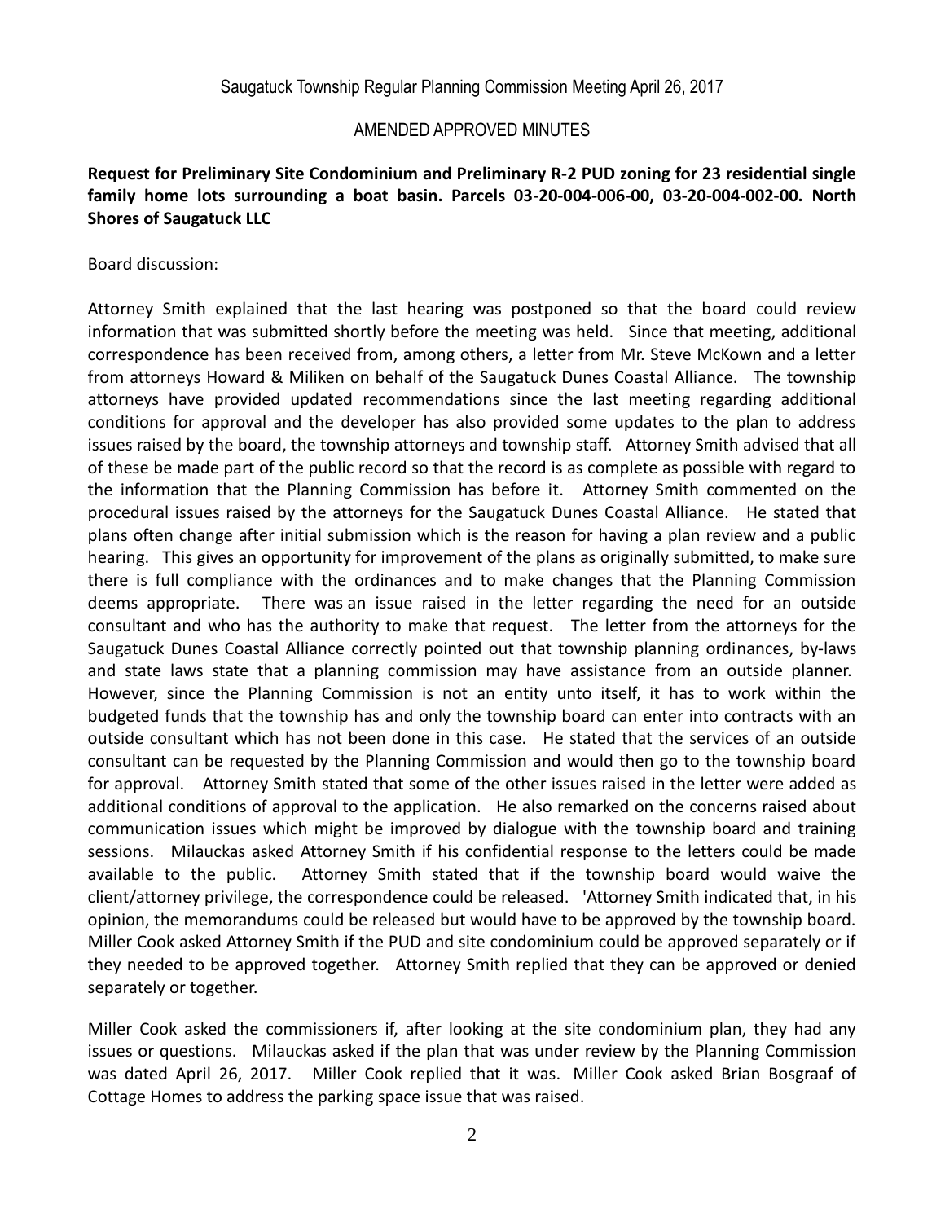Saugatuck Township Regular Planning Commission Meeting April 26, 2017

AMENDED APPROVED MINUTES

**Request for Preliminary Site Condominium and Preliminary R-2 PUD zoning for 23 residential single family home lots surrounding a boat basin. Parcels 03-20-004-006-00, 03-20-004-002-00. North Shores of Saugatuck LLC**

Board discussion:

Attorney Smith explained that the last hearing was postponed so that the board could review information that was submitted shortly before the meeting was held. Since that meeting, additional correspondence has been received from, among others, a letter from Mr. Steve McKown and a letter from attorneys Howard & Miliken on behalf of the Saugatuck Dunes Coastal Alliance. The township attorneys have provided updated recommendations since the last meeting regarding additional conditions for approval and the developer has also provided some updates to the plan to address issues raised by the board, the township attorneys and township staff. Attorney Smith advised that all of these be made part of the public record so that the record is as complete as possible with regard to the information that the Planning Commission has before it. Attorney Smith commented on the procedural issues raised by the attorneys for the Saugatuck Dunes Coastal Alliance. He stated that plans often change after initial submission which is the reason for having a plan review and a public hearing. This gives an opportunity for improvement of the plans as originally submitted, to make sure there is full compliance with the ordinances and to make changes that the Planning Commission deems appropriate. There was an issue raised in the letter regarding the need for an outside consultant and who has the authority to make that request. The letter from the attorneys for the Saugatuck Dunes Coastal Alliance correctly pointed out that township planning ordinances, by-laws and state laws state that a planning commission may have assistance from an outside planner. However, since the Planning Commission is not an entity unto itself, it has to work within the budgeted funds that the township has and only the township board can enter into contracts with an outside consultant which has not been done in this case. He stated that the services of an outside consultant can be requested by the Planning Commission and would then go to the township board for approval. Attorney Smith stated that some of the other issues raised in the letter were added as additional conditions of approval to the application. He also remarked on the concerns raised about communication issues which might be improved by dialogue with the township board and training sessions. Milauckas asked Attorney Smith if his confidential response to the letters could be made available to the public. Attorney Smith stated that if the township board would waive the client/attorney privilege, the correspondence could be released. 'Attorney Smith indicated that, in his opinion, the memorandums could be released but would have to be approved by the township board. Miller Cook asked Attorney Smith if the PUD and site condominium could be approved separately or if they needed to be approved together. Attorney Smith replied that they can be approved or denied separately or together.

Miller Cook asked the commissioners if, after looking at the site condominium plan, they had any issues or questions. Milauckas asked if the plan that was under review by the Planning Commission was dated April 26, 2017. Miller Cook replied that it was. Miller Cook asked Brian Bosgraaf of Cottage Homes to address the parking space issue that was raised.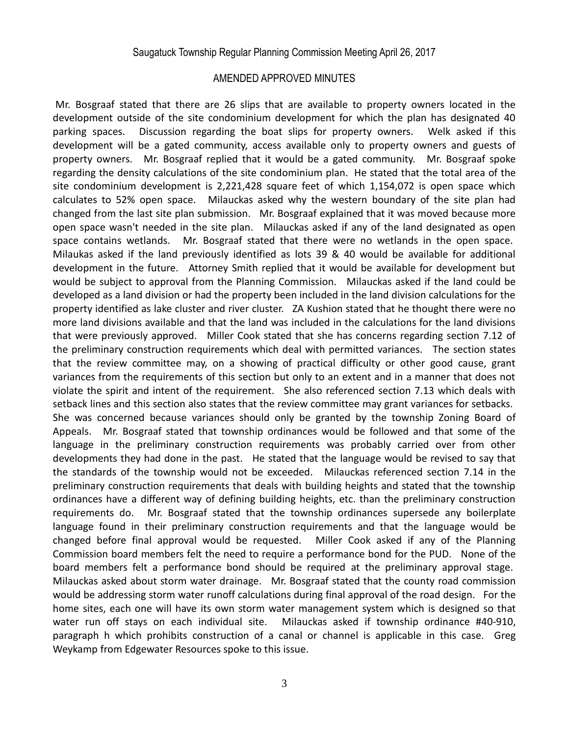Saugatuck Township Regular Planning Commission Meeting April 26, 2017

AMENDED APPROVED MINUTES

Mr. Bosgraaf stated that there are 26 slips that are available to property owners located in the development outside of the site condominium development for which the plan has designated 40 parking spaces. Discussion regarding the boat slips for property owners. Welk asked if this development will be a gated community, access available only to property owners and guests of property owners. Mr. Bosgraaf replied that it would be a gated community. Mr. Bosgraaf spoke regarding the density calculations of the site condominium plan. He stated that the total area of the site condominium development is 2,221,428 square feet of which 1,154,072 is open space which calculates to 52% open space. Milauckas asked why the western boundary of the site plan had changed from the last site plan submission. Mr. Bosgraaf explained that it was moved because more open space wasn't needed in the site plan. Milauckas asked if any of the land designated as open space contains wetlands. Mr. Bosgraaf stated that there were no wetlands in the open space. Milaukas asked if the land previously identified as lots 39 & 40 would be available for additional development in the future. Attorney Smith replied that it would be available for development but would be subject to approval from the Planning Commission. Milauckas asked if the land could be developed as a land division or had the property been included in the land division calculations for the property identified as lake cluster and river cluster. ZA Kushion stated that he thought there were no more land divisions available and that the land was included in the calculations for the land divisions that were previously approved. Miller Cook stated that she has concerns regarding section 7.12 of the preliminary construction requirements which deal with permitted variances. The section states that the review committee may, on a showing of practical difficulty or other good cause, grant variances from the requirements of this section but only to an extent and in a manner that does not violate the spirit and intent of the requirement. She also referenced section 7.13 which deals with setback lines and this section also states that the review committee may grant variances for setbacks. She was concerned because variances should only be granted by the township Zoning Board of Appeals. Mr. Bosgraaf stated that township ordinances would be followed and that some of the language in the preliminary construction requirements was probably carried over from other developments they had done in the past. He stated that the language would be revised to say that the standards of the township would not be exceeded. Milauckas referenced section 7.14 in the preliminary construction requirements that deals with building heights and stated that the township ordinances have a different way of defining building heights, etc. than the preliminary construction requirements do. Mr. Bosgraaf stated that the township ordinances supersede any boilerplate language found in their preliminary construction requirements and that the language would be changed before final approval would be requested. Miller Cook asked if any of the Planning Commission board members felt the need to require a performance bond for the PUD. None of the board members felt a performance bond should be required at the preliminary approval stage. Milauckas asked about storm water drainage. Mr. Bosgraaf stated that the county road commission would be addressing storm water runoff calculations during final approval of the road design. For the home sites, each one will have its own storm water management system which is designed so that water run off stays on each individual site. Milauckas asked if township ordinance #40-910, paragraph h which prohibits construction of a canal or channel is applicable in this case. Greg Weykamp from Edgewater Resources spoke to this issue.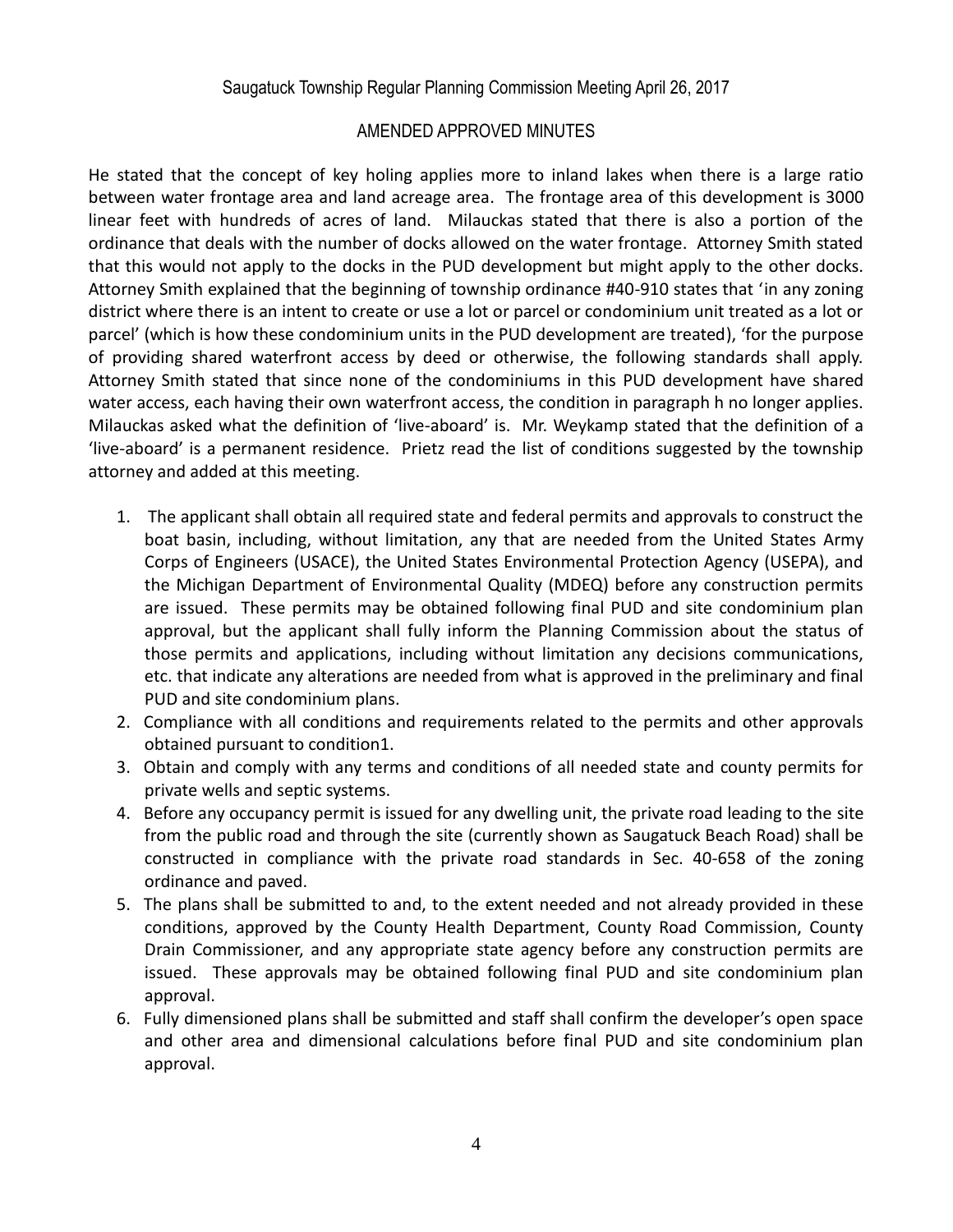He stated that the concept of key holing applies more to inland lakes when there is a large ratio between water frontage area and land acreage area. The frontage area of this development is 3000 linear feet with hundreds of acres of land. Milauckas stated that there is also a portion of the ordinance that deals with the number of docks allowed on the water frontage. Attorney Smith stated that this would not apply to the docks in the PUD development but might apply to the other docks. Attorney Smith explained that the beginning of township ordinance #40-910 states that 'in any zoning district where there is an intent to create or use a lot or parcel or condominium unit treated as a lot or parcel' (which is how these condominium units in the PUD development are treated), 'for the purpose of providing shared waterfront access by deed or otherwise, the following standards shall apply. Attorney Smith stated that since none of the condominiums in this PUD development have shared water access, each having their own waterfront access, the condition in paragraph h no longer applies. Milauckas asked what the definition of 'live-aboard' is. Mr. Weykamp stated that the definition of a 'live-aboard' is a permanent residence. Prietz read the list of conditions suggested by the township attorney and added at this meeting.

1. The applicant shall obtain all required state and federal permits and approvals to construct the boat basin, including, without limitation, any that are needed from the United States Army Corps of Engineers (USACE), the United States Environmental Protection Agency (USEPA), and the Michigan Department of Environmental Quality (MDEQ) before any construction permits are issued. These permits may be obtained following final PUD and site condominium plan approval, but the applicant shall fully inform the Planning Commission about the status of those permits and applications, including without limitation any decisions communications, etc. that indicate any alterations are needed from what is approved in the preliminary and final PUD and site condominium plans.
2. Compliance with all conditions and requirements related to the permits and other approvals obtained pursuant to condition1.
3. Obtain and comply with any terms and conditions of all needed state and county permits for private wells and septic systems.
4. Before any occupancy permit is issued for any dwelling unit, the private road leading to the site from the public road and through the site (currently shown as Saugatuck Beach Road) shall be constructed in compliance with the private road standards in Sec. 40-658 of the zoning ordinance and paved.
5. The plans shall be submitted to and, to the extent needed and not already provided in these conditions, approved by the County Health Department, County Road Commission, County Drain Commissioner, and any appropriate state agency before any construction permits are issued. These approvals may be obtained following final PUD and site condominium plan approval.
6. Fully dimensioned plans shall be submitted and staff shall confirm the developer's open space and other area and dimensional calculations before final PUD and site condominium plan approval.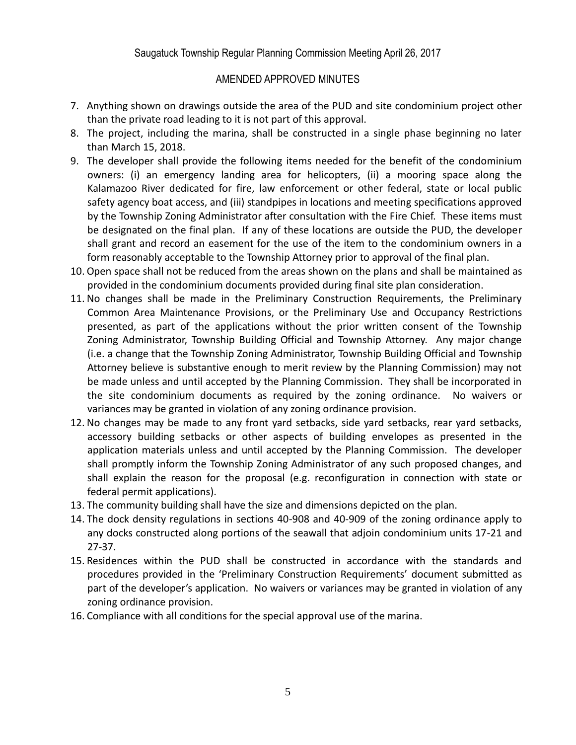7. Anything shown on drawings outside the area of the PUD and site condominium project other than the private road leading to it is not part of this approval.
8. The project, including the marina, shall be constructed in a single phase beginning no later than March 15, 2018.
9. The developer shall provide the following items needed for the benefit of the condominium owners: (i) an emergency landing area for helicopters, (ii) a mooring space along the Kalamazoo River dedicated for fire, law enforcement or other federal, state or local public safety agency boat access, and (iii) standpipes in locations and meeting specifications approved by the Township Zoning Administrator after consultation with the Fire Chief. These items must be designated on the final plan. If any of these locations are outside the PUD, the developer shall grant and record an easement for the use of the item to the condominium owners in a form reasonably acceptable to the Township Attorney prior to approval of the final plan.
10. Open space shall not be reduced from the areas shown on the plans and shall be maintained as provided in the condominium documents provided during final site plan consideration.
11. No changes shall be made in the Preliminary Construction Requirements, the Preliminary Common Area Maintenance Provisions, or the Preliminary Use and Occupancy Restrictions presented, as part of the applications without the prior written consent of the Township Zoning Administrator, Township Building Official and Township Attorney. Any major change (i.e. a change that the Township Zoning Administrator, Township Building Official and Township Attorney believe is substantive enough to merit review by the Planning Commission) may not be made unless and until accepted by the Planning Commission. They shall be incorporated in the site condominium documents as required by the zoning ordinance. No waivers or variances may be granted in violation of any zoning ordinance provision.
12. No changes may be made to any front yard setbacks, side yard setbacks, rear yard setbacks, accessory building setbacks or other aspects of building envelopes as presented in the application materials unless and until accepted by the Planning Commission. The developer shall promptly inform the Township Zoning Administrator of any such proposed changes, and shall explain the reason for the proposal (e.g. reconfiguration in connection with state or federal permit applications).
13. The community building shall have the size and dimensions depicted on the plan.
14. The dock density regulations in sections 40-908 and 40-909 of the zoning ordinance apply to any docks constructed along portions of the seawall that adjoin condominium units 17-21 and 27-37.
15. Residences within the PUD shall be constructed in accordance with the standards and procedures provided in the 'Preliminary Construction Requirements' document submitted as part of the developer's application. No waivers or variances may be granted in violation of any zoning ordinance provision.
16. Compliance with all conditions for the special approval use of the marina.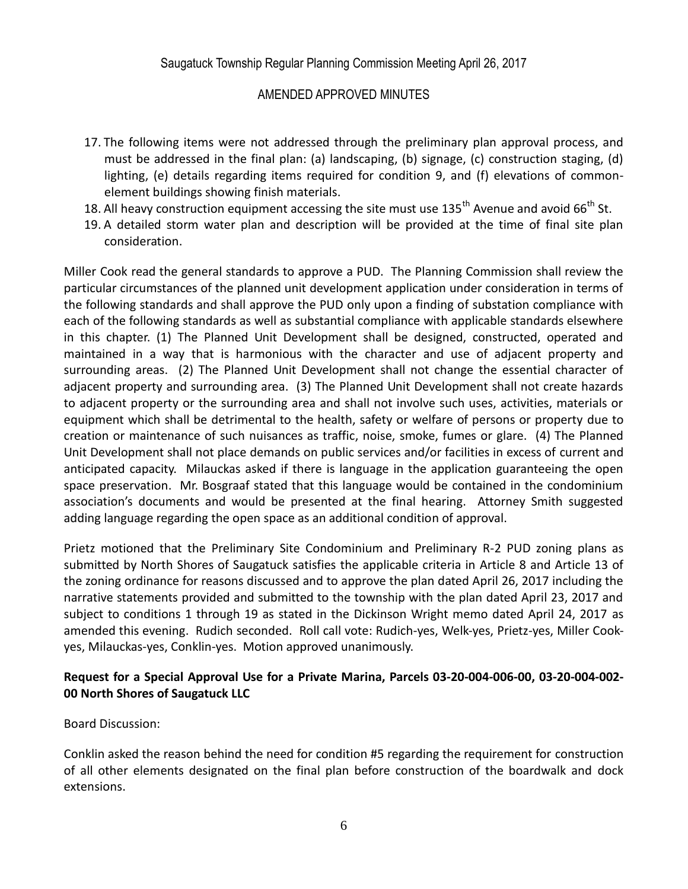17. The following items were not addressed through the preliminary plan approval process, and must be addressed in the final plan: (a) landscaping, (b) signage, (c) construction staging, (d) lighting, (e) details regarding items required for condition 9, and (f) elevations of common-element buildings showing finish materials.
18. All heavy construction equipment accessing the site must use 135th Avenue and avoid 66th St.
19. A detailed storm water plan and description will be provided at the time of final site plan consideration.

Miller Cook read the general standards to approve a PUD. The Planning Commission shall review the particular circumstances of the planned unit development application under consideration in terms of the following standards and shall approve the PUD only upon a finding of substation compliance with each of the following standards as well as substantial compliance with applicable standards elsewhere in this chapter. (1) The Planned Unit Development shall be designed, constructed, operated and maintained in a way that is harmonious with the character and use of adjacent property and surrounding areas. (2) The Planned Unit Development shall not change the essential character of adjacent property and surrounding area. (3) The Planned Unit Development shall not create hazards to adjacent property or the surrounding area and shall not involve such uses, activities, materials or equipment which shall be detrimental to the health, safety or welfare of persons or property due to creation or maintenance of such nuisances as traffic, noise, smoke, fumes or glare. (4) The Planned Unit Development shall not place demands on public services and/or facilities in excess of current and anticipated capacity. Milauckas asked if there is language in the application guaranteeing the open space preservation. Mr. Bosgraaf stated that this language would be contained in the condominium association's documents and would be presented at the final hearing. Attorney Smith suggested adding language regarding the open space as an additional condition of approval.

Prietz motioned that the Preliminary Site Condominium and Preliminary R-2 PUD zoning plans as submitted by North Shores of Saugatuck satisfies the applicable criteria in Article 8 and Article 13 of the zoning ordinance for reasons discussed and to approve the plan dated April 26, 2017 including the narrative statements provided and submitted to the township with the plan dated April 23, 2017 and subject to conditions 1 through 19 as stated in the Dickinson Wright memo dated April 24, 2017 as amended this evening. Rudich seconded. Roll call vote: Rudich-yes, Welk-yes, Prietz-yes, Miller Cook-yes, Milauckas-yes, Conklin-yes. Motion approved unanimously.

**Request for a Special Approval Use for a Private Marina, Parcels 03-20-004-006-00, 03-20-004-002-00 North Shores of Saugatuck LLC**

Board Discussion:

Conklin asked the reason behind the need for condition #5 regarding the requirement for construction of all other elements designated on the final plan before construction of the boardwalk and dock extensions.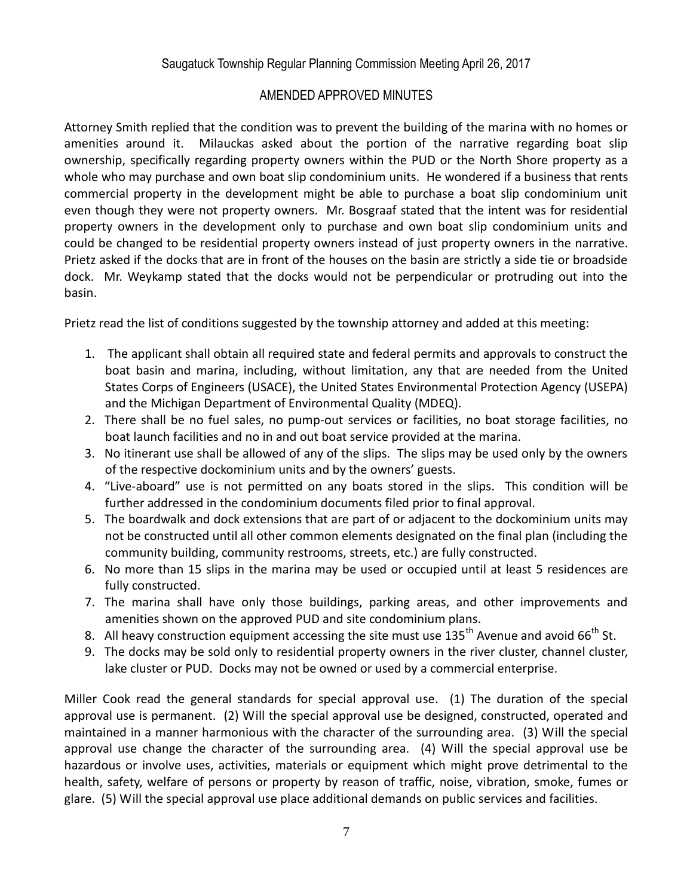Attorney Smith replied that the condition was to prevent the building of the marina with no homes or amenities around it. Milauckas asked about the portion of the narrative regarding boat slip ownership, specifically regarding property owners within the PUD or the North Shore property as a whole who may purchase and own boat slip condominium units. He wondered if a business that rents commercial property in the development might be able to purchase a boat slip condominium unit even though they were not property owners. Mr. Bosgraaf stated that the intent was for residential property owners in the development only to purchase and own boat slip condominium units and could be changed to be residential property owners instead of just property owners in the narrative. Prietz asked if the docks that are in front of the houses on the basin are strictly a side tie or broadside dock. Mr. Weykamp stated that the docks would not be perpendicular or protruding out into the basin.

Prietz read the list of conditions suggested by the township attorney and added at this meeting:

1. The applicant shall obtain all required state and federal permits and approvals to construct the boat basin and marina, including, without limitation, any that are needed from the United States Corps of Engineers (USACE), the United States Environmental Protection Agency (USEPA) and the Michigan Department of Environmental Quality (MDEQ).
2. There shall be no fuel sales, no pump-out services or facilities, no boat storage facilities, no boat launch facilities and no in and out boat service provided at the marina.
3. No itinerant use shall be allowed of any of the slips. The slips may be used only by the owners of the respective dockominium units and by the owners' guests.
4. "Live-aboard" use is not permitted on any boats stored in the slips. This condition will be further addressed in the condominium documents filed prior to final approval.
5. The boardwalk and dock extensions that are part of or adjacent to the dockominium units may not be constructed until all other common elements designated on the final plan (including the community building, community restrooms, streets, etc.) are fully constructed.
6. No more than 15 slips in the marina may be used or occupied until at least 5 residences are fully constructed.
7. The marina shall have only those buildings, parking areas, and other improvements and amenities shown on the approved PUD and site condominium plans.
8. All heavy construction equipment accessing the site must use 135th Avenue and avoid 66th St.
9. The docks may be sold only to residential property owners in the river cluster, channel cluster, lake cluster or PUD. Docks may not be owned or used by a commercial enterprise.

Miller Cook read the general standards for special approval use. (1) The duration of the special approval use is permanent. (2) Will the special approval use be designed, constructed, operated and maintained in a manner harmonious with the character of the surrounding area. (3) Will the special approval use change the character of the surrounding area. (4) Will the special approval use be hazardous or involve uses, activities, materials or equipment which might prove detrimental to the health, safety, welfare of persons or property by reason of traffic, noise, vibration, smoke, fumes or glare. (5) Will the special approval use place additional demands on public services and facilities.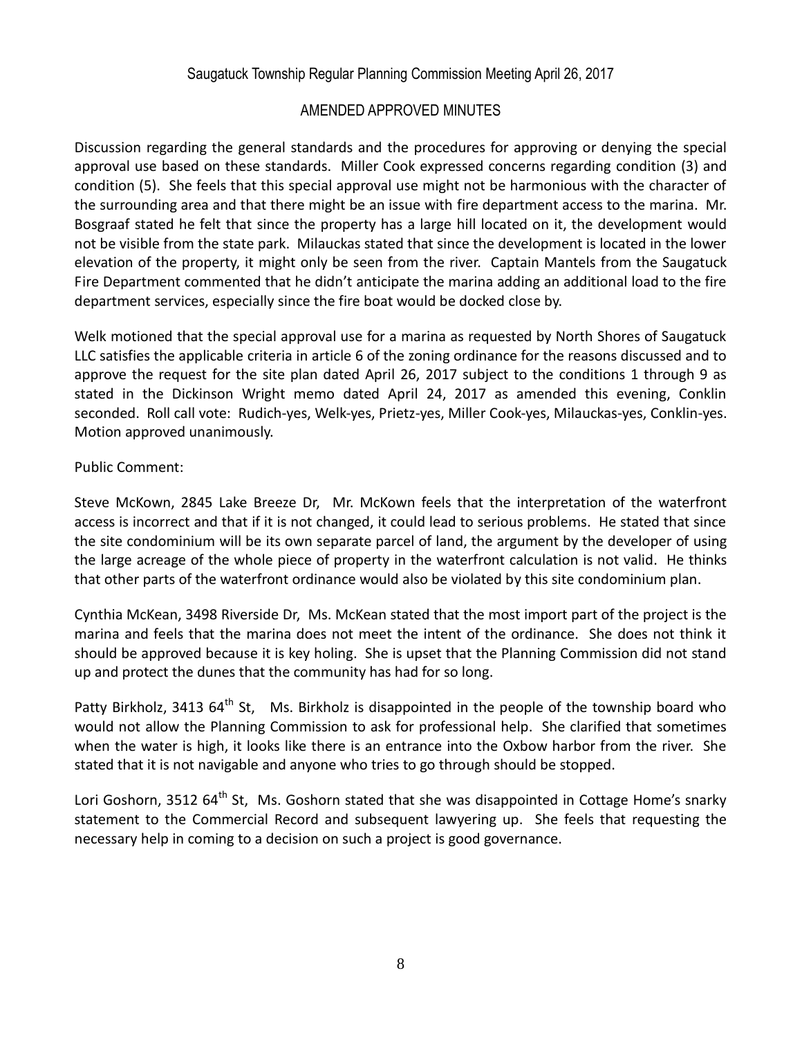Discussion regarding the general standards and the procedures for approving or denying the special approval use based on these standards. Miller Cook expressed concerns regarding condition (3) and condition (5). She feels that this special approval use might not be harmonious with the character of the surrounding area and that there might be an issue with fire department access to the marina. Mr. Bosgraaf stated he felt that since the property has a large hill located on it, the development would not be visible from the state park. Milauckas stated that since the development is located in the lower elevation of the property, it might only be seen from the river. Captain Mantels from the Saugatuck Fire Department commented that he didn't anticipate the marina adding an additional load to the fire department services, especially since the fire boat would be docked close by.

Welk motioned that the special approval use for a marina as requested by North Shores of Saugatuck LLC satisfies the applicable criteria in article 6 of the zoning ordinance for the reasons discussed and to approve the request for the site plan dated April 26, 2017 subject to the conditions 1 through 9 as stated in the Dickinson Wright memo dated April 24, 2017 as amended this evening, Conklin seconded. Roll call vote: Rudich-yes, Welk-yes, Prietz-yes, Miller Cook-yes, Milauckas-yes, Conklin-yes. Motion approved unanimously.

Public Comment:

Steve McKown, 2845 Lake Breeze Dr, Mr. McKown feels that the interpretation of the waterfront access is incorrect and that if it is not changed, it could lead to serious problems. He stated that since the site condominium will be its own separate parcel of land, the argument by the developer of using the large acreage of the whole piece of property in the waterfront calculation is not valid. He thinks that other parts of the waterfront ordinance would also be violated by this site condominium plan.

Cynthia McKean, 3498 Riverside Dr, Ms. McKean stated that the most import part of the project is the marina and feels that the marina does not meet the intent of the ordinance. She does not think it should be approved because it is key holing. She is upset that the Planning Commission did not stand up and protect the dunes that the community has had for so long.

Patty Birkholz, 3413 64th St, Ms. Birkholz is disappointed in the people of the township board who would not allow the Planning Commission to ask for professional help. She clarified that sometimes when the water is high, it looks like there is an entrance into the Oxbow harbor from the river. She stated that it is not navigable and anyone who tries to go through should be stopped.

Lori Goshorn, 3512 64th St, Ms. Goshorn stated that she was disappointed in Cottage Home's snarky statement to the Commercial Record and subsequent lawyering up. She feels that requesting the necessary help in coming to a decision on such a project is good governance.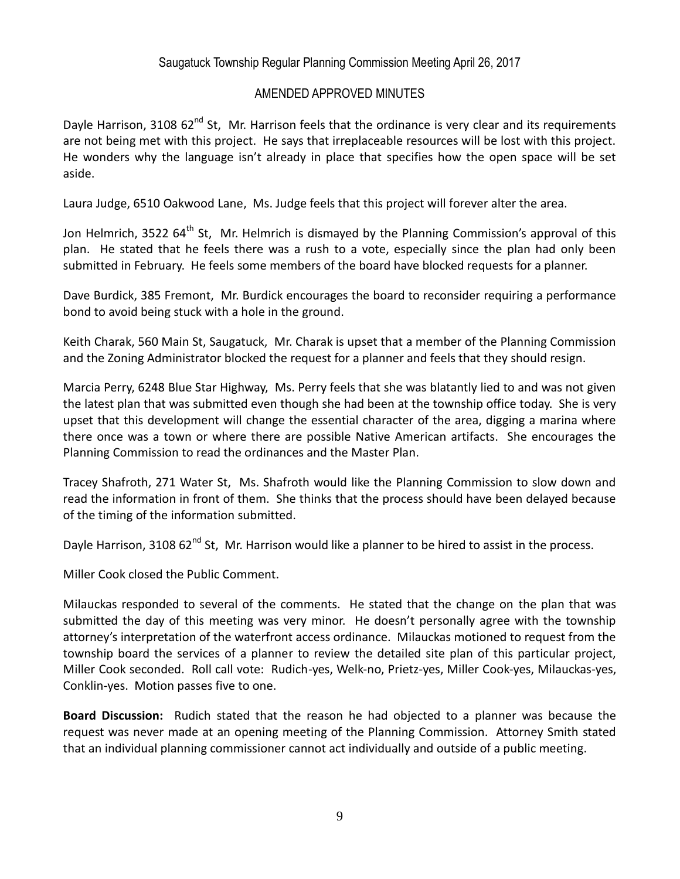Saugatuck Township Regular Planning Commission Meeting April 26, 2017

AMENDED APPROVED MINUTES

Dayle Harrison, 3108 62nd St, Mr. Harrison feels that the ordinance is very clear and its requirements are not being met with this project. He says that irreplaceable resources will be lost with this project. He wonders why the language isn't already in place that specifies how the open space will be set aside.

Laura Judge, 6510 Oakwood Lane, Ms. Judge feels that this project will forever alter the area.

Jon Helmrich, 3522 64th St, Mr. Helmrich is dismayed by the Planning Commission's approval of this plan. He stated that he feels there was a rush to a vote, especially since the plan had only been submitted in February. He feels some members of the board have blocked requests for a planner.

Dave Burdick, 385 Fremont, Mr. Burdick encourages the board to reconsider requiring a performance bond to avoid being stuck with a hole in the ground.

Keith Charak, 560 Main St, Saugatuck, Mr. Charak is upset that a member of the Planning Commission and the Zoning Administrator blocked the request for a planner and feels that they should resign.

Marcia Perry, 6248 Blue Star Highway, Ms. Perry feels that she was blatantly lied to and was not given the latest plan that was submitted even though she had been at the township office today. She is very upset that this development will change the essential character of the area, digging a marina where there once was a town or where there are possible Native American artifacts. She encourages the Planning Commission to read the ordinances and the Master Plan.

Tracey Shafroth, 271 Water St, Ms. Shafroth would like the Planning Commission to slow down and read the information in front of them. She thinks that the process should have been delayed because of the timing of the information submitted.

Dayle Harrison, 3108 62nd St, Mr. Harrison would like a planner to be hired to assist in the process.

Miller Cook closed the Public Comment.

Milauckas responded to several of the comments. He stated that the change on the plan that was submitted the day of this meeting was very minor. He doesn't personally agree with the township attorney's interpretation of the waterfront access ordinance. Milauckas motioned to request from the township board the services of a planner to review the detailed site plan of this particular project, Miller Cook seconded. Roll call vote: Rudich-yes, Welk-no, Prietz-yes, Miller Cook-yes, Milauckas-yes, Conklin-yes. Motion passes five to one.

**Board Discussion:** Rudich stated that the reason he had objected to a planner was because the request was never made at an opening meeting of the Planning Commission. Attorney Smith stated that an individual planning commissioner cannot act individually and outside of a public meeting.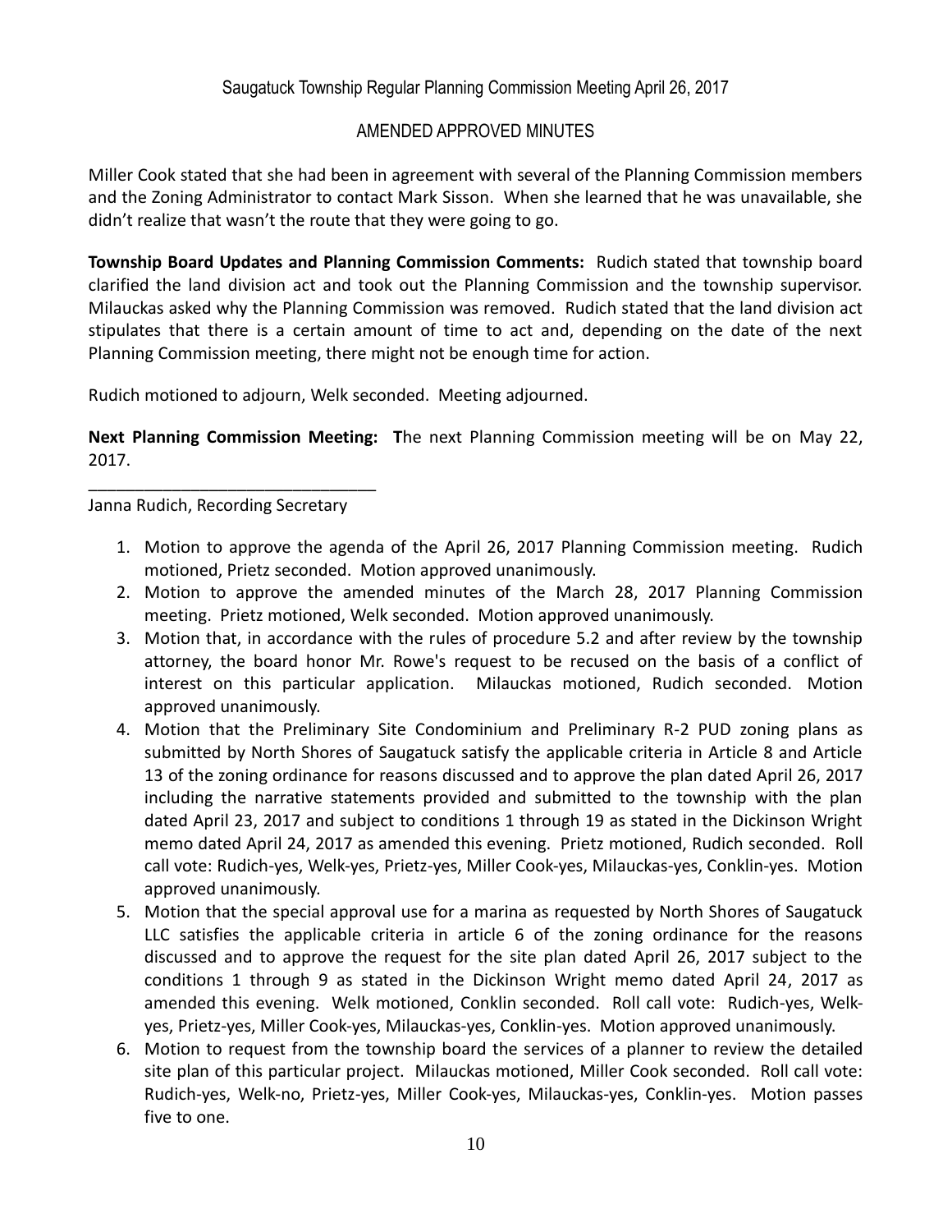Miller Cook stated that she had been in agreement with several of the Planning Commission members and the Zoning Administrator to contact Mark Sisson. When she learned that he was unavailable, she didn't realize that wasn't the route that they were going to go.

**Township Board Updates and Planning Commission Comments:** Rudich stated that township board clarified the land division act and took out the Planning Commission and the township supervisor. Milauckas asked why the Planning Commission was removed. Rudich stated that the land division act stipulates that there is a certain amount of time to act and, depending on the date of the next Planning Commission meeting, there might not be enough time for action.

Rudich motioned to adjourn, Welk seconded. Meeting adjourned.

**Next Planning Commission Meeting: T**he next Planning Commission meeting will be on May 22, 2017.

_______________________________

Janna Rudich, Recording Secretary

1. Motion to approve the agenda of the April 26, 2017 Planning Commission meeting. Rudich motioned, Prietz seconded. Motion approved unanimously.
2. Motion to approve the amended minutes of the March 28, 2017 Planning Commission meeting. Prietz motioned, Welk seconded. Motion approved unanimously.
3. Motion that, in accordance with the rules of procedure 5.2 and after review by the township attorney, the board honor Mr. Rowe's request to be recused on the basis of a conflict of interest on this particular application. Milauckas motioned, Rudich seconded. Motion approved unanimously.
4. Motion that the Preliminary Site Condominium and Preliminary R-2 PUD zoning plans as submitted by North Shores of Saugatuck satisfy the applicable criteria in Article 8 and Article 13 of the zoning ordinance for reasons discussed and to approve the plan dated April 26, 2017 including the narrative statements provided and submitted to the township with the plan dated April 23, 2017 and subject to conditions 1 through 19 as stated in the Dickinson Wright memo dated April 24, 2017 as amended this evening. Prietz motioned, Rudich seconded. Roll call vote: Rudich-yes, Welk-yes, Prietz-yes, Miller Cook-yes, Milauckas-yes, Conklin-yes. Motion approved unanimously.
5. Motion that the special approval use for a marina as requested by North Shores of Saugatuck LLC satisfies the applicable criteria in article 6 of the zoning ordinance for the reasons discussed and to approve the request for the site plan dated April 26, 2017 subject to the conditions 1 through 9 as stated in the Dickinson Wright memo dated April 24, 2017 as amended this evening. Welk motioned, Conklin seconded. Roll call vote: Rudich-yes, Welk-yes, Prietz-yes, Miller Cook-yes, Milauckas-yes, Conklin-yes. Motion approved unanimously.
6. Motion to request from the township board the services of a planner to review the detailed site plan of this particular project. Milauckas motioned, Miller Cook seconded. Roll call vote: Rudich-yes, Welk-no, Prietz-yes, Miller Cook-yes, Milauckas-yes, Conklin-yes. Motion passes five to one.